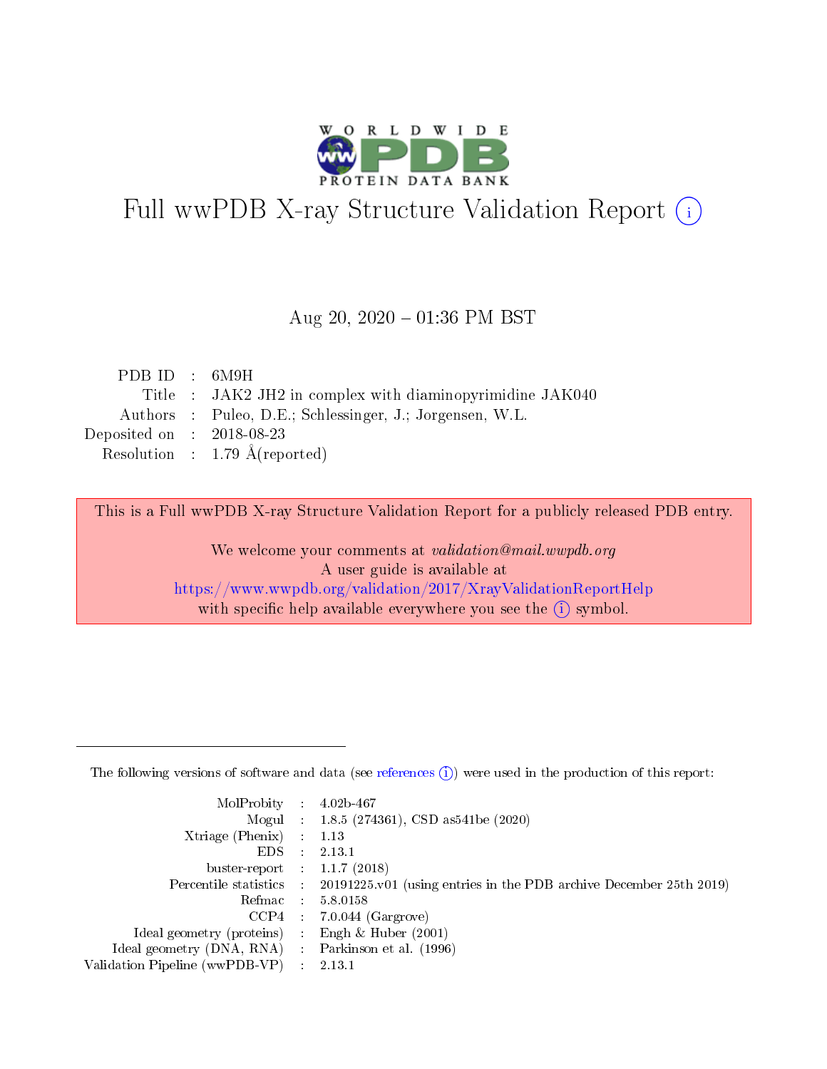# Full wwPDB X-ray Structure Validation Report (i)

Aug 20, 2020 – 01:36 PM BST

| | | |
|---|---|---|
| PDB ID | : | 6M9H |
| Title | : | JAK2 JH2 in complex with diaminopyrimidine JAK040 |
| Authors | : | Puleo, D.E.; Schlessinger, J.; Jorgensen, W.L. |
| Deposited on | : | 2018-08-23 |
| Resolution | : | 1.79 Å(reported) |

This is a Full wwPDB X-ray Structure Validation Report for a publicly released PDB entry.

We welcome your comments at *validation@mail.wwpdb.org*
A user guide is available at
https://www.wwpdb.org/validation/2017/XrayValidationReportHelp
with specific help available everywhere you see the (i) symbol.

---

The following versions of software and data (see references (i)) were used in the production of this report:

| | | |
|---|---|---|
| MolProbity | : | 4.02b-467 |
| Mogul | : | 1.8.5 (274361), CSD as541be (2020) |
| Xtriage (Phenix) | : | 1.13 |
| EDS | : | 2.13.1 |
| buster-report | : | 1.1.7 (2018) |
| Percentile statistics | : | 20191225.v01 (using entries in the PDB archive December 25th 2019) |
| Refmac | : | 5.8.0158 |
| CCP4 | : | 7.0.044 (Gargrove) |
| Ideal geometry (proteins) | : | Engh & Huber (2001) |
| Ideal geometry (DNA, RNA) | : | Parkinson et al. (1996) |
| Validation Pipeline (wwPDB-VP) | : | 2.13.1 |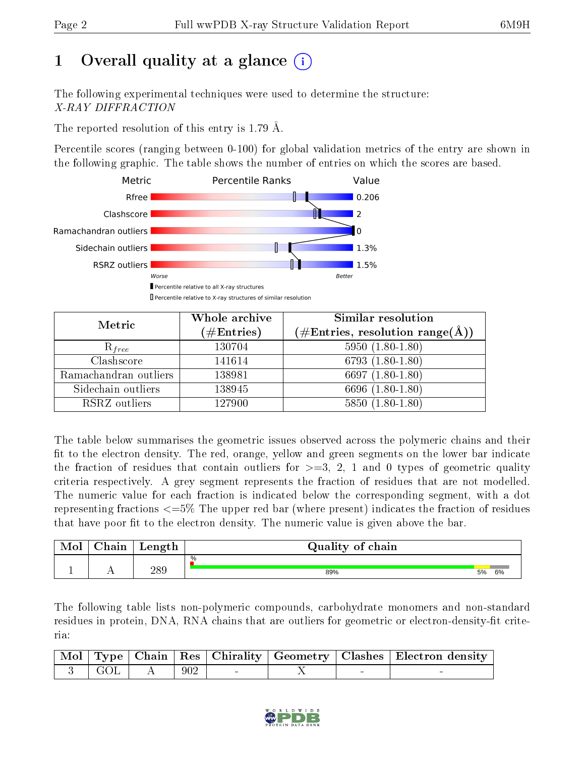# 1 Overall quality at a glance

The following experimental techniques were used to determine the structure: *X-RAY DIFFRACTION*

The reported resolution of this entry is 1.79 Å.

Percentile scores (ranging between 0-100) for global validation metrics of the entry are shown in the following graphic. The table shows the number of entries on which the scores are based.

| Metric | Value |
|---|---|
| Rfree | 0.206 |
| Clashscore | 2 |
| Ramachandran outliers | 0 |
| Sidechain outliers | 1.3% |
| RSRZ outliers | 1.5% |

Worse — Better

Percentile relative to all X-ray structures

Percentile relative to X-ray structures of similar resolution

| Metric | Whole archive (#Entries) | Similar resolution (#Entries, resolution range(Å)) |
|---|---|---|
| $R_{free}$ | 130704 | 5950 (1.80-1.80) |
| Clashscore | 141614 | 6793 (1.80-1.80) |
| Ramachandran outliers | 138981 | 6697 (1.80-1.80) |
| Sidechain outliers | 138945 | 6696 (1.80-1.80) |
| RSRZ outliers | 127900 | 5850 (1.80-1.80) |

The table below summarises the geometric issues observed across the polymeric chains and their fit to the electron density. The red, orange, yellow and green segments on the lower bar indicate the fraction of residues that contain outliers for >=3, 2, 1 and 0 types of geometric quality criteria respectively. A grey segment represents the fraction of residues that are not modelled. The numeric value for each fraction is indicated below the corresponding segment, with a dot representing fractions <=5% The upper red bar (where present) indicates the fraction of residues that have poor fit to the electron density. The numeric value is given above the bar.

| Mol | Chain | Length | Quality of chain |
|---|---|---|---|
| 1 | A | 289 | % 89% 5% 6% |

The following table lists non-polymeric compounds, carbohydrate monomers and non-standard residues in protein, DNA, RNA chains that are outliers for geometric or electron-density-fit criteria:

| Mol | Type | Chain | Res | Chirality | Geometry | Clashes | Electron density |
|---|---|---|---|---|---|---|---|
| 3 | GOL | A | 902 | - | X | - | - |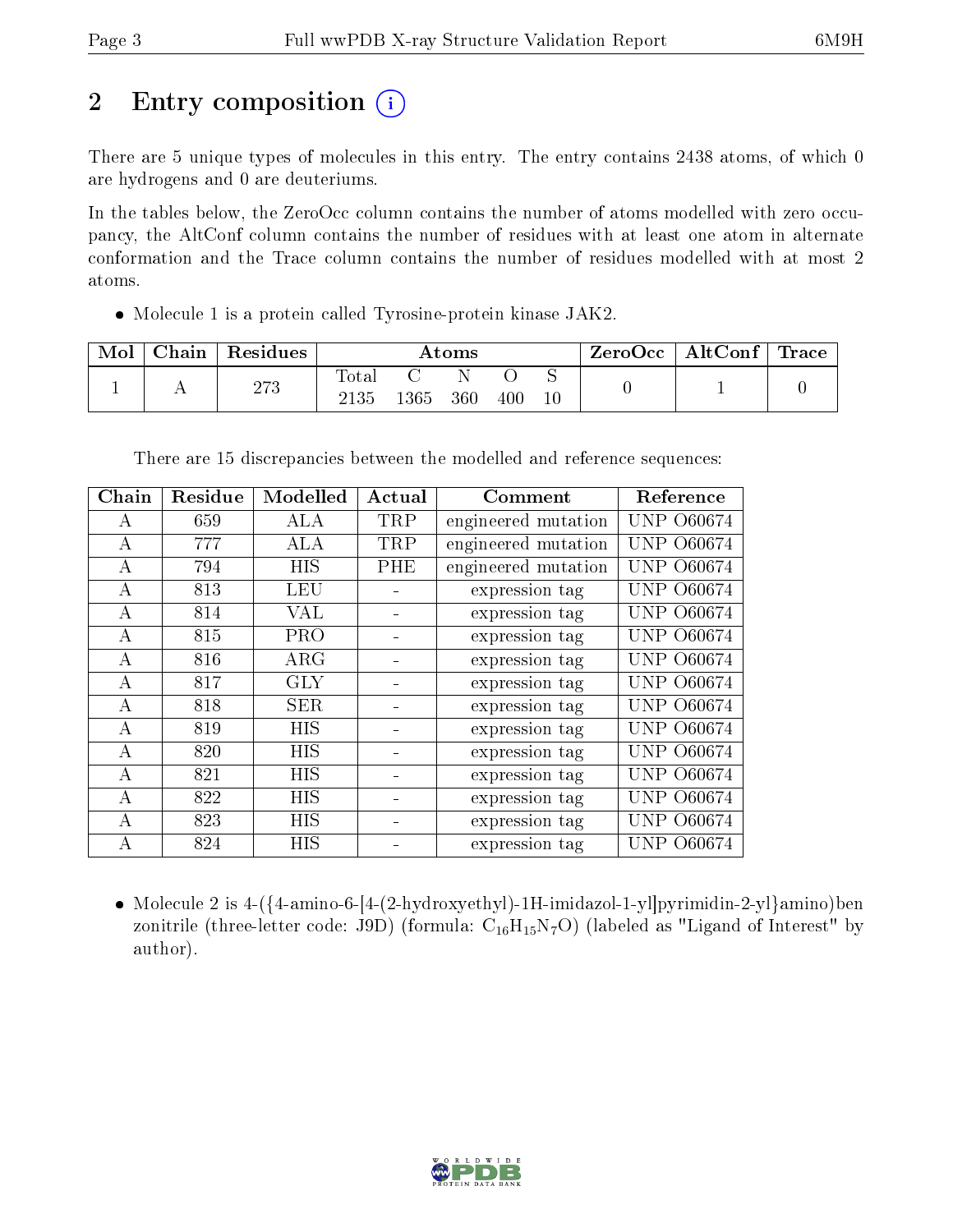# 2 Entry composition

There are 5 unique types of molecules in this entry. The entry contains 2438 atoms, of which 0 are hydrogens and 0 are deuteriums.

In the tables below, the ZeroOcc column contains the number of atoms modelled with zero occupancy, the AltConf column contains the number of residues with at least one atom in alternate conformation and the Trace column contains the number of residues modelled with at most 2 atoms.

- Molecule 1 is a protein called Tyrosine-protein kinase JAK2.

| Mol | Chain | Residues | Atoms | | | | | ZeroOcc | AltConf | Trace |
|---|---|---|---|---|---|---|---|---|---|---|
| 1 | A | 273 | Total | C | N | O | S | 0 | 1 | 0 |
| | | | 2135 | 1365 | 360 | 400 | 10 | | | |

There are 15 discrepancies between the modelled and reference sequences:

| Chain | Residue | Modelled | Actual | Comment | Reference |
|---|---|---|---|---|---|
| A | 659 | ALA | TRP | engineered mutation | UNP O60674 |
| A | 777 | ALA | TRP | engineered mutation | UNP O60674 |
| A | 794 | HIS | PHE | engineered mutation | UNP O60674 |
| A | 813 | LEU | - | expression tag | UNP O60674 |
| A | 814 | VAL | - | expression tag | UNP O60674 |
| A | 815 | PRO | - | expression tag | UNP O60674 |
| A | 816 | ARG | - | expression tag | UNP O60674 |
| A | 817 | GLY | - | expression tag | UNP O60674 |
| A | 818 | SER | - | expression tag | UNP O60674 |
| A | 819 | HIS | - | expression tag | UNP O60674 |
| A | 820 | HIS | - | expression tag | UNP O60674 |
| A | 821 | HIS | - | expression tag | UNP O60674 |
| A | 822 | HIS | - | expression tag | UNP O60674 |
| A | 823 | HIS | - | expression tag | UNP O60674 |
| A | 824 | HIS | - | expression tag | UNP O60674 |

- Molecule 2 is 4-({4-amino-6-[4-(2-hydroxyethyl)-1H-imidazol-1-yl]pyrimidin-2-yl}amino)benzonitrile (three-letter code: J9D) (formula: $C_{16}H_{15}N_{7}O$) (labeled as "Ligand of Interest" by author).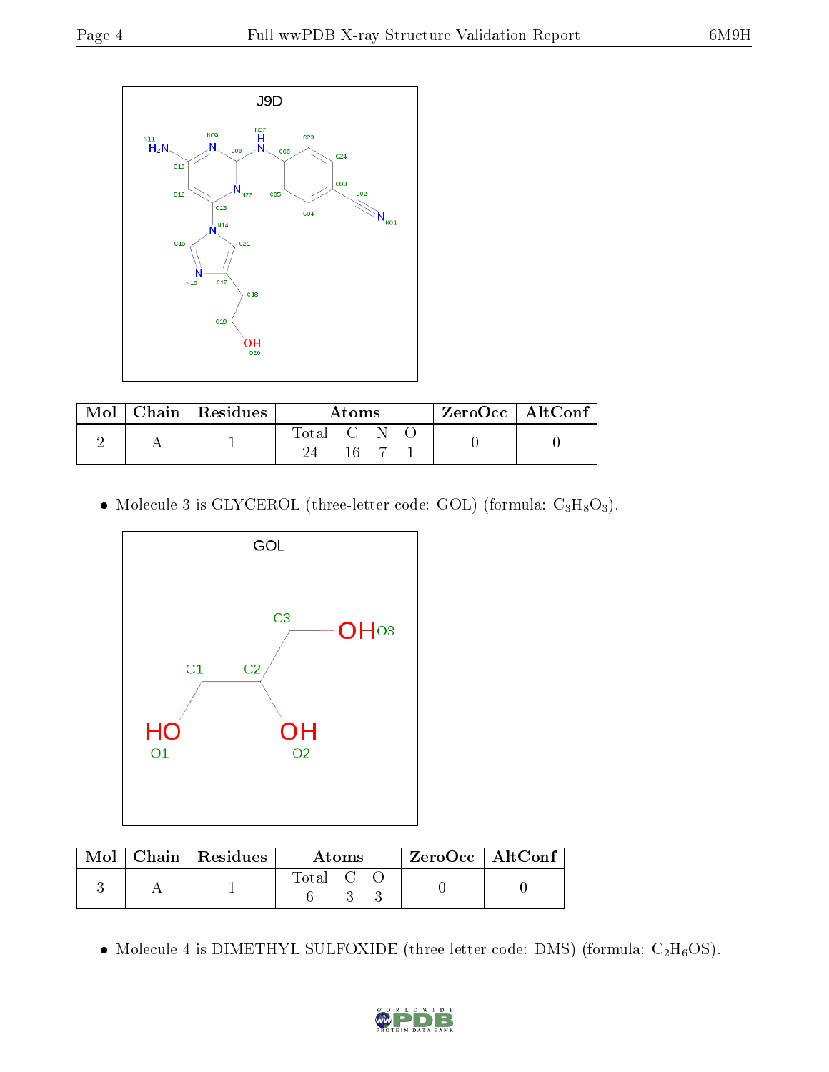| Mol | Chain | Residues | Atoms | | | | ZeroOcc | AltConf |
|---|---|---|---|---|---|---|---|---|
| | | | Total | C | N | O | | |
| 2 | A | 1 | 24 | 16 | 7 | 1 | 0 | 0 |

- Molecule 3 is GLYCEROL (three-letter code: GOL) (formula: $C_3H_8O_3$).

| Mol | Chain | Residues | Atoms | | | ZeroOcc | AltConf |
|---|---|---|---|---|---|---|---|
| | | | Total | C | O | | |
| 3 | A | 1 | 6 | 3 | 3 | 0 | 0 |

- Molecule 4 is DIMETHYL SULFOXIDE (three-letter code: DMS) (formula: $C_2H_6OS$).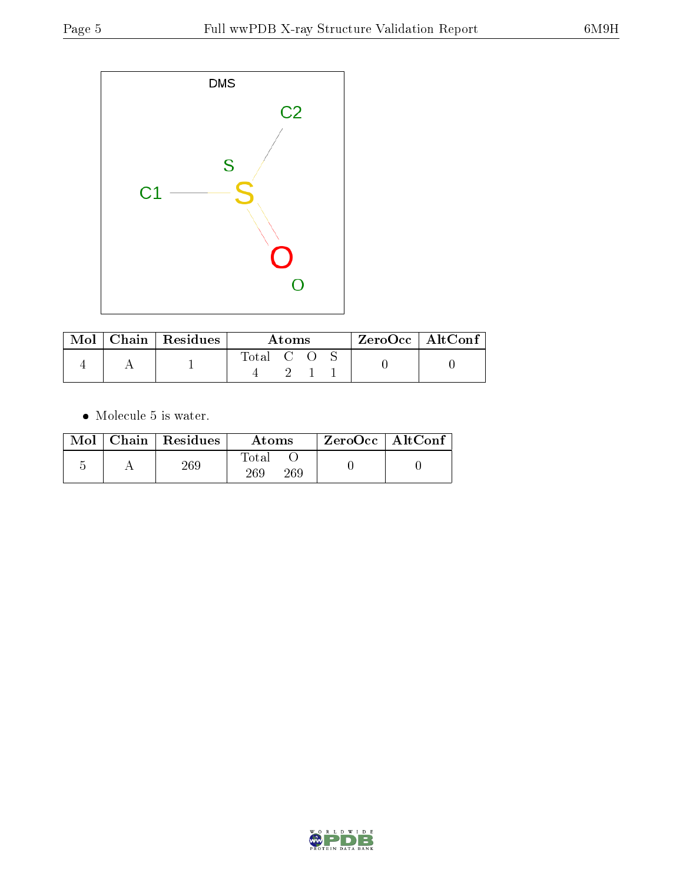DMS

C2

S

C1

O

| Mol | Chain | Residues | Atoms | | | | ZeroOcc | AltConf |
|---|---|---|---|---|---|---|---|---|
| | | | Total | C | O | S | | |
| 4 | A | 1 | 4 | 2 | 1 | 1 | 0 | 0 |

- Molecule 5 is water.

| Mol | Chain | Residues | Atoms | | ZeroOcc | AltConf |
|---|---|---|---|---|---|---|
| | | | Total | O | | |
| 5 | A | 269 | 269 | 269 | 0 | 0 |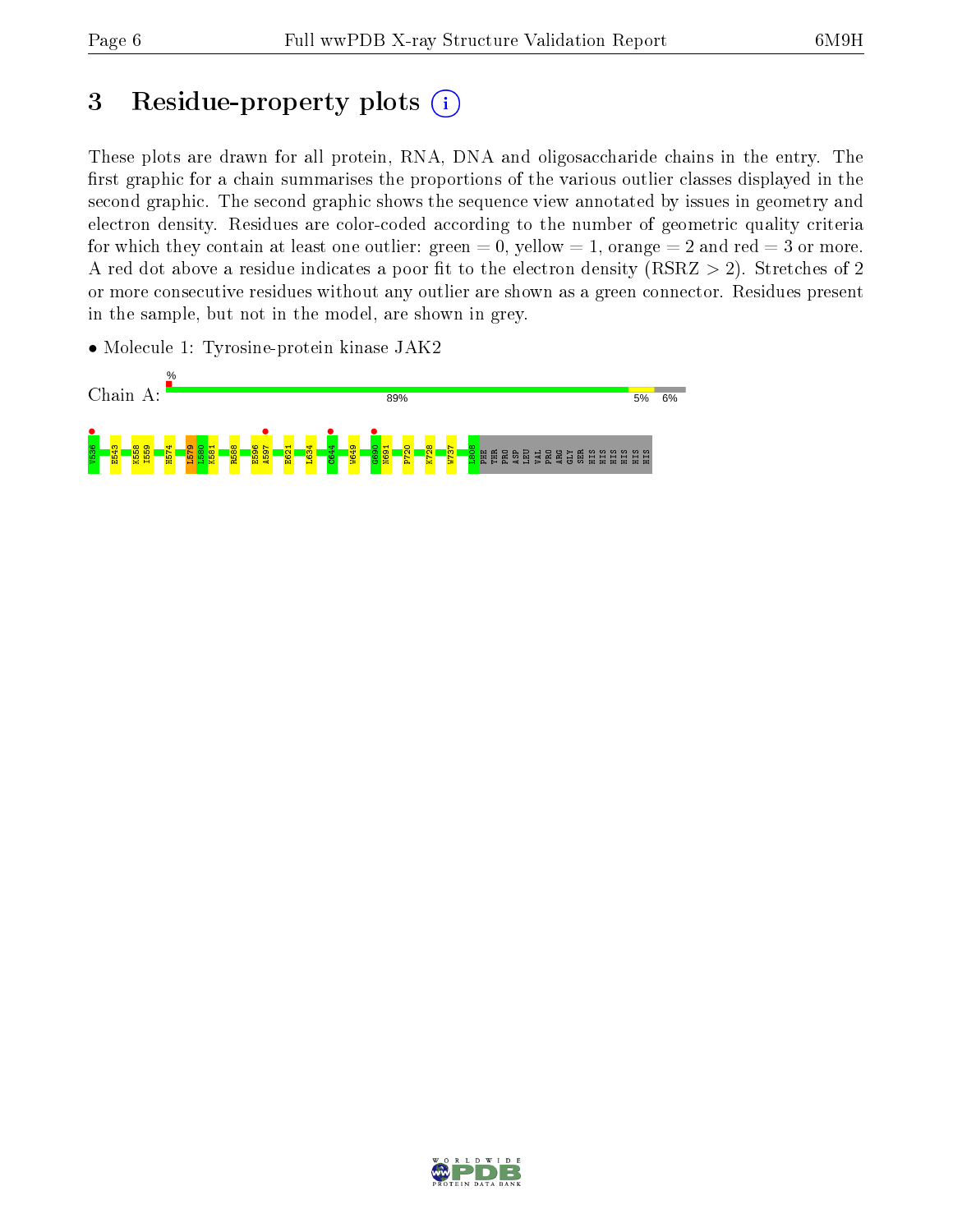# 3 Residue-property plots

These plots are drawn for all protein, RNA, DNA and oligosaccharide chains in the entry. The first graphic for a chain summarises the proportions of the various outlier classes displayed in the second graphic. The second graphic shows the sequence view annotated by issues in geometry and electron density. Residues are color-coded according to the number of geometric quality criteria for which they contain at least one outlier: green = 0, yellow = 1, orange = 2 and red = 3 or more. A red dot above a residue indicates a poor fit to the electron density (RSRZ > 2). Stretches of 2 or more consecutive residues without any outlier are shown as a green connector. Residues present in the sample, but not in the model, are shown in grey.

- Molecule 1: Tyrosine-protein kinase JAK2

Chain A: % 89% 5% 6%

V536 E543 K558 I559 H574 L579 L580 K581 R588 E596 A597 E621 L634 C644 W649 G690 N691 P720 K728 W737 L808 PHE THR PRO ASP LEU VAL PRO ARG GLY SER HIS HIS HIS HIS HIS HIS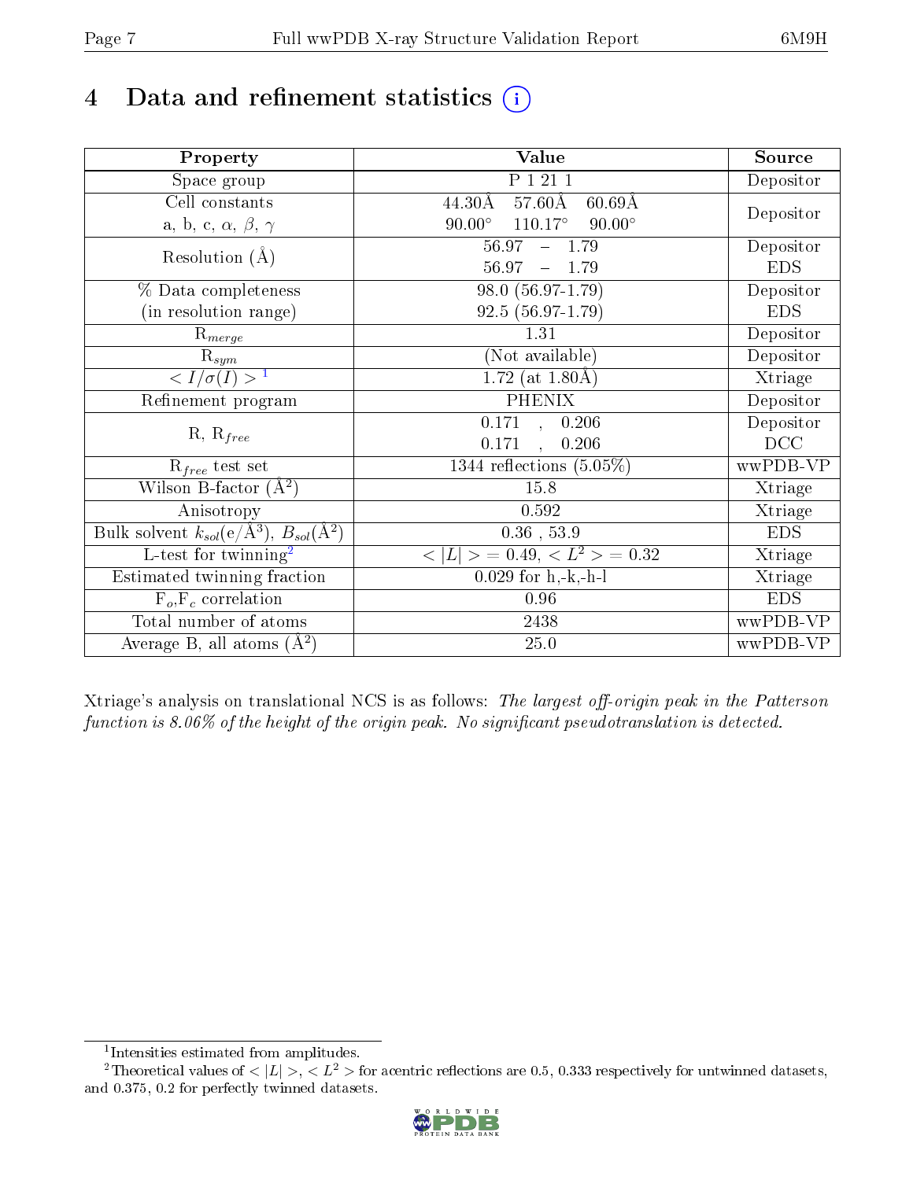# 4 Data and refinement statistics (i)

| Property | Value | Source |
|---|---|---|
| Space group | P 1 21 1 | Depositor |
| Cell constants<br>a, b, c, $\alpha$, $\beta$, $\gamma$ | 44.30Å 57.60Å 60.69Å<br>90.00° 110.17° 90.00° | Depositor |
| Resolution (Å) | 56.97 – 1.79<br>56.97 – 1.79 | Depositor<br>EDS |
| % Data completeness<br>(in resolution range) | 98.0 (56.97-1.79)<br>92.5 (56.97-1.79) | Depositor<br>EDS |
| $R_{merge}$ | 1.31 | Depositor |
| $R_{sym}$ | (Not available) | Depositor |
| $< I/\sigma(I) >$ [1] | 1.72 (at 1.80Å) | Xtriage |
| Refinement program | PHENIX | Depositor |
| R, $R_{free}$ | 0.171 , 0.206<br>0.171 , 0.206 | Depositor<br>DCC |
| $R_{free}$ test set | 1344 reflections (5.05%) | wwPDB-VP |
| Wilson B-factor (Å$^2$) | 15.8 | Xtriage |
| Anisotropy | 0.592 | Xtriage |
| Bulk solvent $k_{sol}$(e/Å$^3$), $B_{sol}$(Å$^2$) | 0.36 , 53.9 | EDS |
| L-test for twinning[2] | $< \lvert L \rvert >$ = 0.49, $< L^2 >$ = 0.32 | Xtriage |
| Estimated twinning fraction | 0.029 for h,-k,-h-l | Xtriage |
| $F_o$,$F_c$ correlation | 0.96 | EDS |
| Total number of atoms | 2438 | wwPDB-VP |
| Average B, all atoms (Å$^2$) | 25.0 | wwPDB-VP |

Xtriage's analysis on translational NCS is as follows: *The largest off-origin peak in the Patterson function is 8.06% of the height of the origin peak. No significant pseudotranslation is detected.*

[1] Intensities estimated from amplitudes.

[2] Theoretical values of $< \lvert L \rvert >$, $< L^2 >$ for acentric reflections are 0.5, 0.333 respectively for untwinned datasets, and 0.375, 0.2 for perfectly twinned datasets.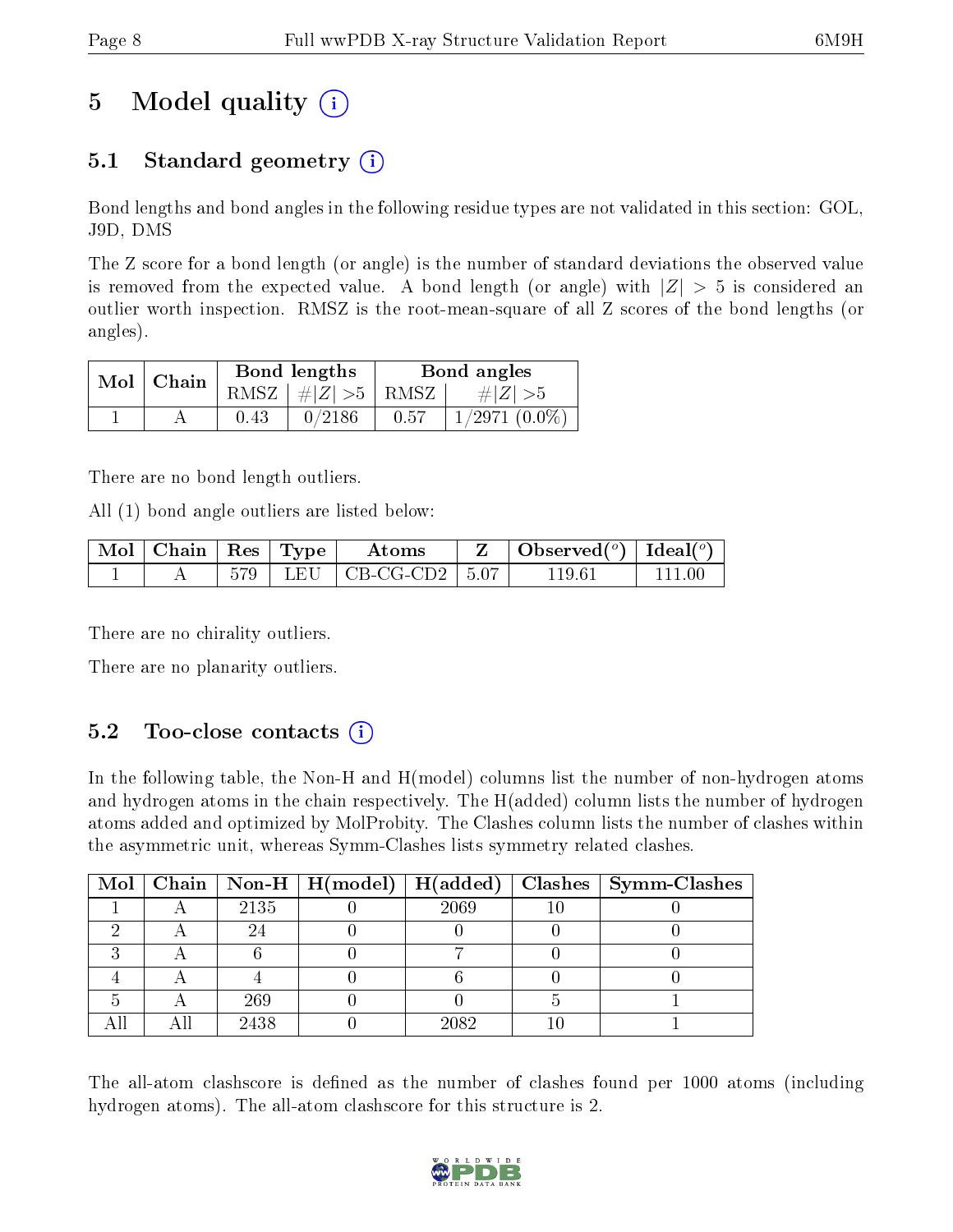# 5 Model quality (i)

## 5.1 Standard geometry (i)

Bond lengths and bond angles in the following residue types are not validated in this section: GOL, J9D, DMS

The Z score for a bond length (or angle) is the number of standard deviations the observed value is removed from the expected value. A bond length (or angle) with $|Z| > 5$ is considered an outlier worth inspection. RMSZ is the root-mean-square of all Z scores of the bond lengths (or angles).

| Mol | Chain | Bond lengths | | Bond angles | |
|---|---|---|---|---|---|
| | | RMSZ | $\#\|Z\| > 5$ | RMSZ | $\#\|Z\| > 5$ |
| 1 | A | 0.43 | 0/2186 | 0.57 | 1/2971 (0.0%) |

There are no bond length outliers.

All (1) bond angle outliers are listed below:

| Mol | Chain | Res | Type | Atoms | Z | Observed($^o$) | Ideal($^o$) |
|---|---|---|---|---|---|---|---|
| 1 | A | 579 | LEU | CB-CG-CD2 | 5.07 | 119.61 | 111.00 |

There are no chirality outliers.

There are no planarity outliers.

## 5.2 Too-close contacts (i)

In the following table, the Non-H and H(model) columns list the number of non-hydrogen atoms and hydrogen atoms in the chain respectively. The H(added) column lists the number of hydrogen atoms added and optimized by MolProbity. The Clashes column lists the number of clashes within the asymmetric unit, whereas Symm-Clashes lists symmetry related clashes.

| Mol | Chain | Non-H | H(model) | H(added) | Clashes | Symm-Clashes |
|---|---|---|---|---|---|---|
| 1 | A | 2135 | 0 | 2069 | 10 | 0 |
| 2 | A | 24 | 0 | 0 | 0 | 0 |
| 3 | A | 6 | 0 | 7 | 0 | 0 |
| 4 | A | 4 | 0 | 6 | 0 | 0 |
| 5 | A | 269 | 0 | 0 | 5 | 1 |
| All | All | 2438 | 0 | 2082 | 10 | 1 |

The all-atom clashscore is defined as the number of clashes found per 1000 atoms (including hydrogen atoms). The all-atom clashscore for this structure is 2.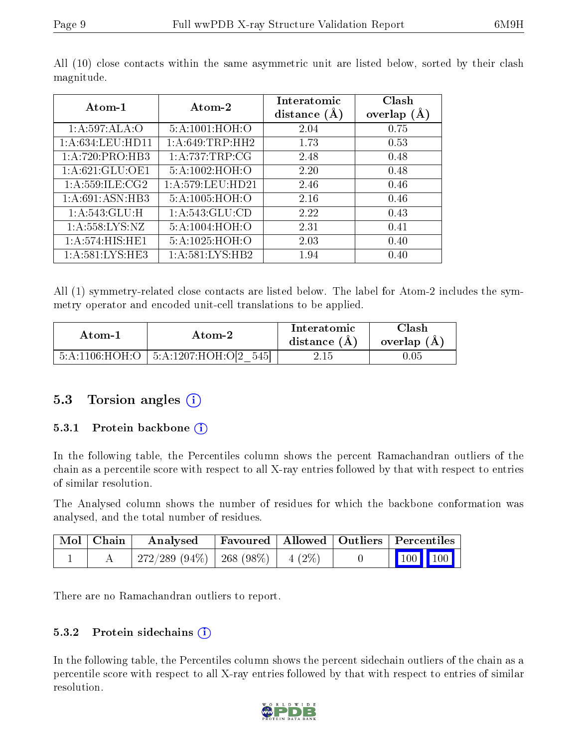All (10) close contacts within the same asymmetric unit are listed below, sorted by their clash magnitude.

| Atom-1 | Atom-2 | Interatomic distance (Å) | Clash overlap (Å) |
|---|---|---|---|
| 1:A:597:ALA:O | 5:A:1001:HOH:O | 2.04 | 0.75 |
| 1:A:634:LEU:HD11 | 1:A:649:TRP:HH2 | 1.73 | 0.53 |
| 1:A:720:PRO:HB3 | 1:A:737:TRP:CG | 2.48 | 0.48 |
| 1:A:621:GLU:OE1 | 5:A:1002:HOH:O | 2.20 | 0.48 |
| 1:A:559:ILE:CG2 | 1:A:579:LEU:HD21 | 2.46 | 0.46 |
| 1:A:691:ASN:HB3 | 5:A:1005:HOH:O | 2.16 | 0.46 |
| 1:A:543:GLU:H | 1:A:543:GLU:CD | 2.22 | 0.43 |
| 1:A:558:LYS:NZ | 5:A:1004:HOH:O | 2.31 | 0.41 |
| 1:A:574:HIS:HE1 | 5:A:1025:HOH:O | 2.03 | 0.40 |
| 1:A:581:LYS:HE3 | 1:A:581:LYS:HB2 | 1.94 | 0.40 |

All (1) symmetry-related close contacts are listed below. The label for Atom-2 includes the symmetry operator and encoded unit-cell translations to be applied.

| Atom-1 | Atom-2 | Interatomic distance (Å) | Clash overlap (Å) |
|---|---|---|---|
| 5:A:1106:HOH:O | 5:A:1207:HOH:O[2_545] | 2.15 | 0.05 |

## 5.3 Torsion angles

### 5.3.1 Protein backbone

In the following table, the Percentiles column shows the percent Ramachandran outliers of the chain as a percentile score with respect to all X-ray entries followed by that with respect to entries of similar resolution.

The Analysed column shows the number of residues for which the backbone conformation was analysed, and the total number of residues.

| Mol | Chain | Analysed | Favoured | Allowed | Outliers | Percentiles | |
|---|---|---|---|---|---|---|---|
| 1 | A | 272/289 (94%) | 268 (98%) | 4 (2%) | 0 | 100 | 100 |

There are no Ramachandran outliers to report.

### 5.3.2 Protein sidechains

In the following table, the Percentiles column shows the percent sidechain outliers of the chain as a percentile score with respect to all X-ray entries followed by that with respect to entries of similar resolution.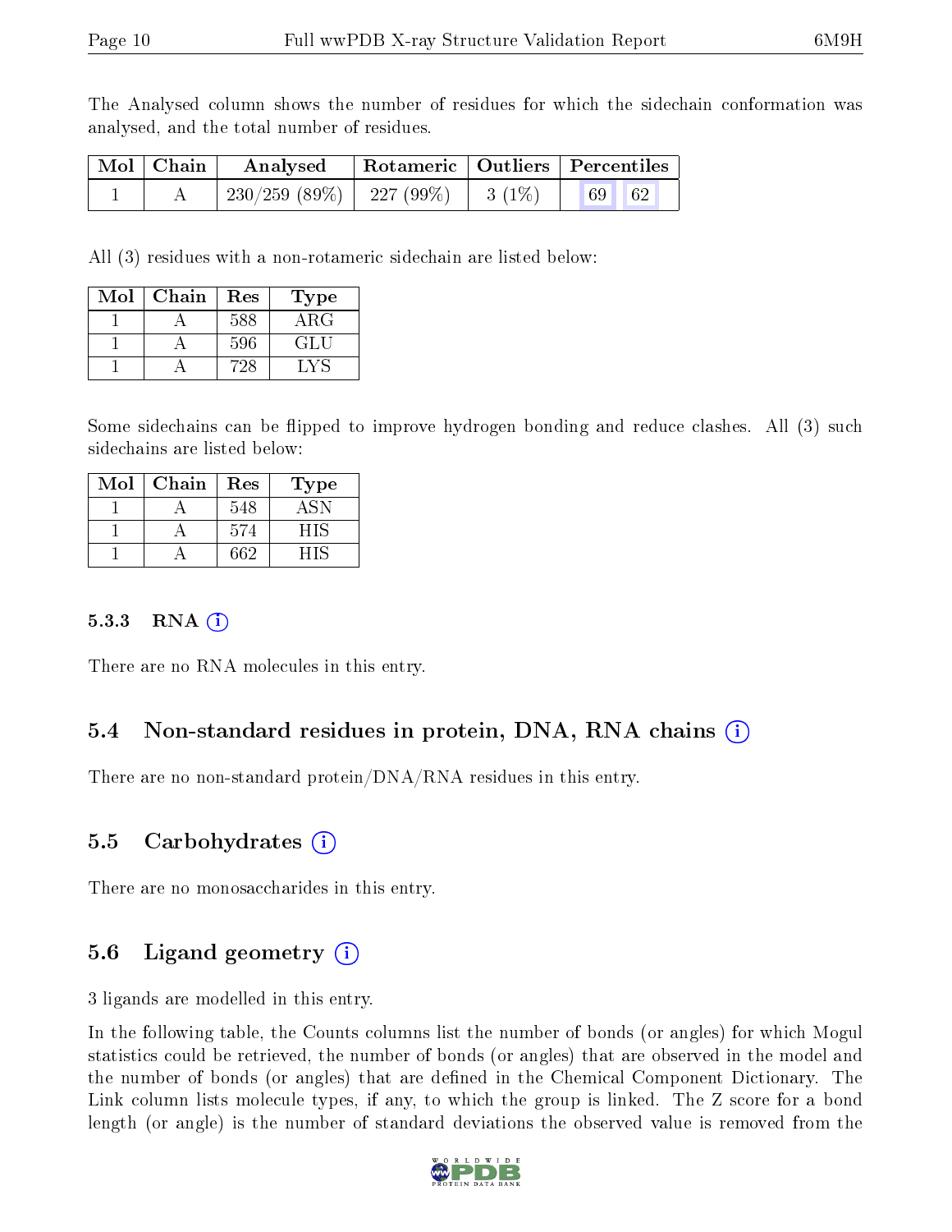The Analysed column shows the number of residues for which the sidechain conformation was analysed, and the total number of residues.

| Mol | Chain | Analysed | Rotameric | Outliers | Percentiles |
|---|---|---|---|---|---|
| 1 | A | 230/259 (89%) | 227 (99%) | 3 (1%) | 69 62 |

All (3) residues with a non-rotameric sidechain are listed below:

| Mol | Chain | Res | Type |
|---|---|---|---|
| 1 | A | 588 | ARG |
| 1 | A | 596 | GLU |
| 1 | A | 728 | LYS |

Some sidechains can be flipped to improve hydrogen bonding and reduce clashes. All (3) such sidechains are listed below:

| Mol | Chain | Res | Type |
|---|---|---|---|
| 1 | A | 548 | ASN |
| 1 | A | 574 | HIS |
| 1 | A | 662 | HIS |

#### 5.3.3 RNA

There are no RNA molecules in this entry.

### 5.4 Non-standard residues in protein, DNA, RNA chains

There are no non-standard protein/DNA/RNA residues in this entry.

### 5.5 Carbohydrates

There are no monosaccharides in this entry.

### 5.6 Ligand geometry

3 ligands are modelled in this entry.

In the following table, the Counts columns list the number of bonds (or angles) for which Mogul statistics could be retrieved, the number of bonds (or angles) that are observed in the model and the number of bonds (or angles) that are defined in the Chemical Component Dictionary. The Link column lists molecule types, if any, to which the group is linked. The Z score for a bond length (or angle) is the number of standard deviations the observed value is removed from the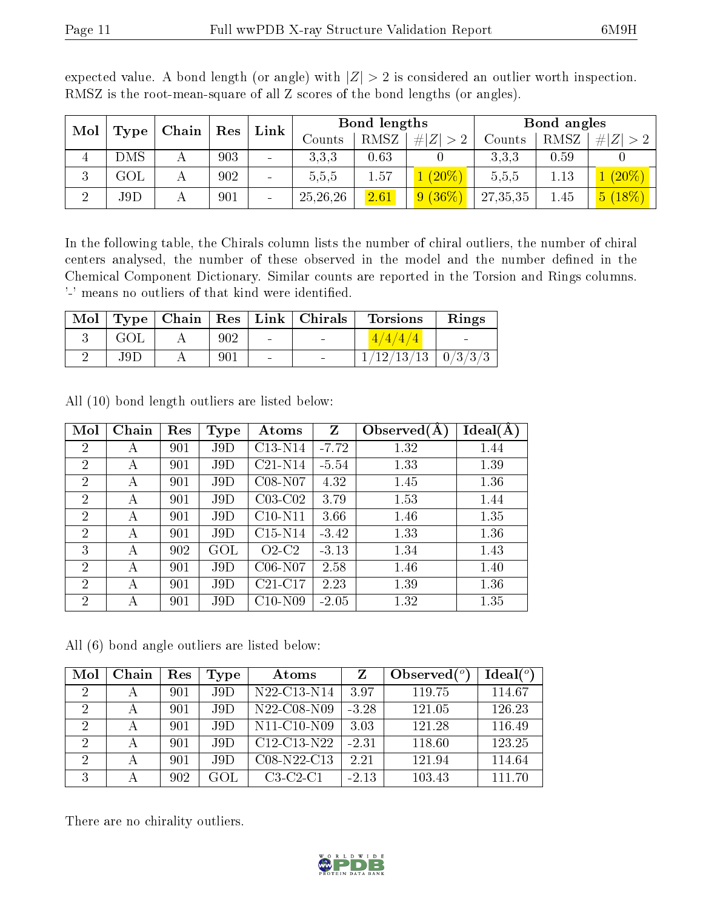expected value. A bond length (or angle) with $|Z| > 2$ is considered an outlier worth inspection. RMSZ is the root-mean-square of all Z scores of the bond lengths (or angles).

| Mol | Type | Chain | Res | Link | Bond lengths | | | Bond angles | | |
|---|---|---|---|---|---|---|---|---|---|---|
| | | | | | Counts | RMSZ | $\#\|Z\| > 2$ | Counts | RMSZ | $\#\|Z\| > 2$ |
| 4 | DMS | A | 903 | - | 3,3,3 | 0.63 | 0 | 3,3,3 | 0.59 | 0 |
| 3 | GOL | A | 902 | - | 5,5,5 | 1.57 | 1 (20%) | 5,5,5 | 1.13 | 1 (20%) |
| 2 | J9D | A | 901 | - | 25,26,26 | 2.61 | 9 (36%) | 27,35,35 | 1.45 | 5 (18%) |

In the following table, the Chirals column lists the number of chiral outliers, the number of chiral centers analysed, the number of these observed in the model and the number defined in the Chemical Component Dictionary. Similar counts are reported in the Torsion and Rings columns. '-' means no outliers of that kind were identified.

| Mol | Type | Chain | Res | Link | Chirals | Torsions | Rings |
|---|---|---|---|---|---|---|---|
| 3 | GOL | A | 902 | - | - | 4/4/4/4 | - |
| 2 | J9D | A | 901 | - | - | 1/12/13/13 | 0/3/3/3 |

All (10) bond length outliers are listed below:

| Mol | Chain | Res | Type | Atoms | Z | Observed(Å) | Ideal(Å) |
|---|---|---|---|---|---|---|---|
| 2 | A | 901 | J9D | C13-N14 | -7.72 | 1.32 | 1.44 |
| 2 | A | 901 | J9D | C21-N14 | -5.54 | 1.33 | 1.39 |
| 2 | A | 901 | J9D | C08-N07 | 4.32 | 1.45 | 1.36 |
| 2 | A | 901 | J9D | C03-C02 | 3.79 | 1.53 | 1.44 |
| 2 | A | 901 | J9D | C10-N11 | 3.66 | 1.46 | 1.35 |
| 2 | A | 901 | J9D | C15-N14 | -3.42 | 1.33 | 1.36 |
| 3 | A | 902 | GOL | O2-C2 | -3.13 | 1.34 | 1.43 |
| 2 | A | 901 | J9D | C06-N07 | 2.58 | 1.46 | 1.40 |
| 2 | A | 901 | J9D | C21-C17 | 2.23 | 1.39 | 1.36 |
| 2 | A | 901 | J9D | C10-N09 | -2.05 | 1.32 | 1.35 |

All (6) bond angle outliers are listed below:

| Mol | Chain | Res | Type | Atoms | Z | Observed(°) | Ideal(°) |
|---|---|---|---|---|---|---|---|
| 2 | A | 901 | J9D | N22-C13-N14 | 3.97 | 119.75 | 114.67 |
| 2 | A | 901 | J9D | N22-C08-N09 | -3.28 | 121.05 | 126.23 |
| 2 | A | 901 | J9D | N11-C10-N09 | 3.03 | 121.28 | 116.49 |
| 2 | A | 901 | J9D | C12-C13-N22 | -2.31 | 118.60 | 123.25 |
| 2 | A | 901 | J9D | C08-N22-C13 | 2.21 | 121.94 | 114.64 |
| 3 | A | 902 | GOL | C3-C2-C1 | -2.13 | 103.43 | 111.70 |

There are no chirality outliers.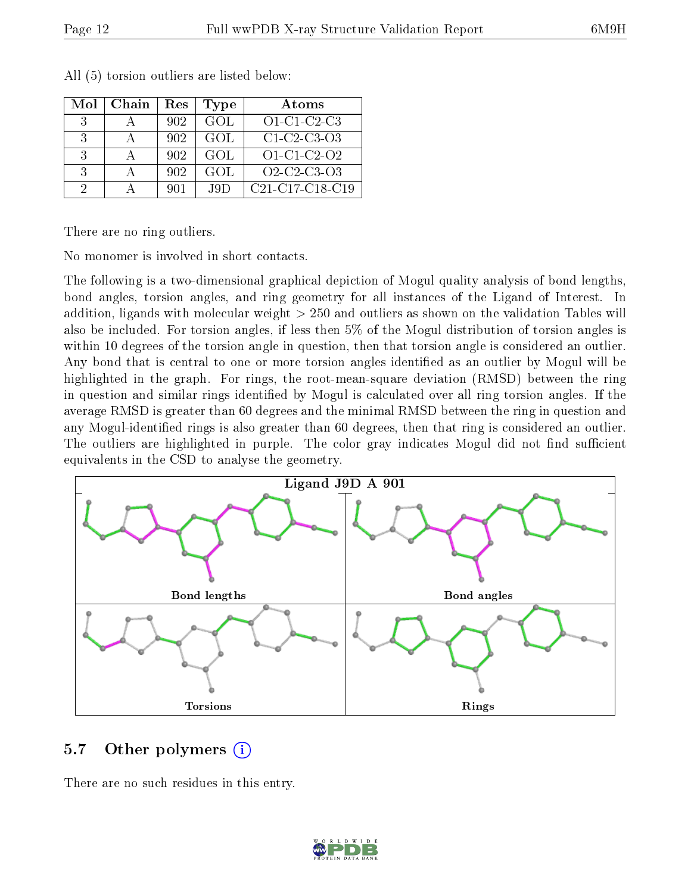All (5) torsion outliers are listed below:

| Mol | Chain | Res | Type | Atoms |
|---|---|---|---|---|
| 3 | A | 902 | GOL | O1-C1-C2-C3 |
| 3 | A | 902 | GOL | C1-C2-C3-O3 |
| 3 | A | 902 | GOL | O1-C1-C2-O2 |
| 3 | A | 902 | GOL | O2-C2-C3-O3 |
| 2 | A | 901 | J9D | C21-C17-C18-C19 |

There are no ring outliers.

No monomer is involved in short contacts.

The following is a two-dimensional graphical depiction of Mogul quality analysis of bond lengths, bond angles, torsion angles, and ring geometry for all instances of the Ligand of Interest. In addition, ligands with molecular weight > 250 and outliers as shown on the validation Tables will also be included. For torsion angles, if less then 5% of the Mogul distribution of torsion angles is within 10 degrees of the torsion angle in question, then that torsion angle is considered an outlier. Any bond that is central to one or more torsion angles identified as an outlier by Mogul will be highlighted in the graph. For rings, the root-mean-square deviation (RMSD) between the ring in question and similar rings identified by Mogul is calculated over all ring torsion angles. If the average RMSD is greater than 60 degrees and the minimal RMSD between the ring in question and any Mogul-identified rings is also greater than 60 degrees, then that ring is considered an outlier. The outliers are highlighted in purple. The color gray indicates Mogul did not find sufficient equivalents in the CSD to analyse the geometry.

**Ligand J9D A 901**

Bond lengths | Bond angles | Torsions | Rings

## 5.7 Other polymers

There are no such residues in this entry.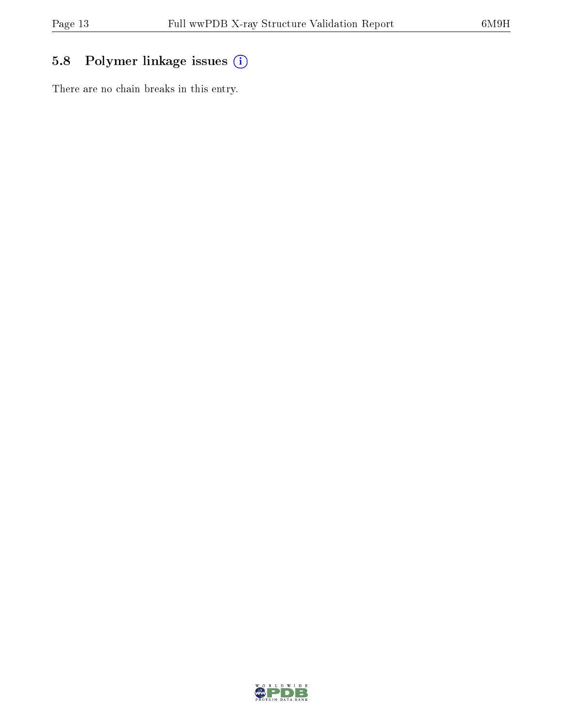## 5.8 Polymer linkage issues

There are no chain breaks in this entry.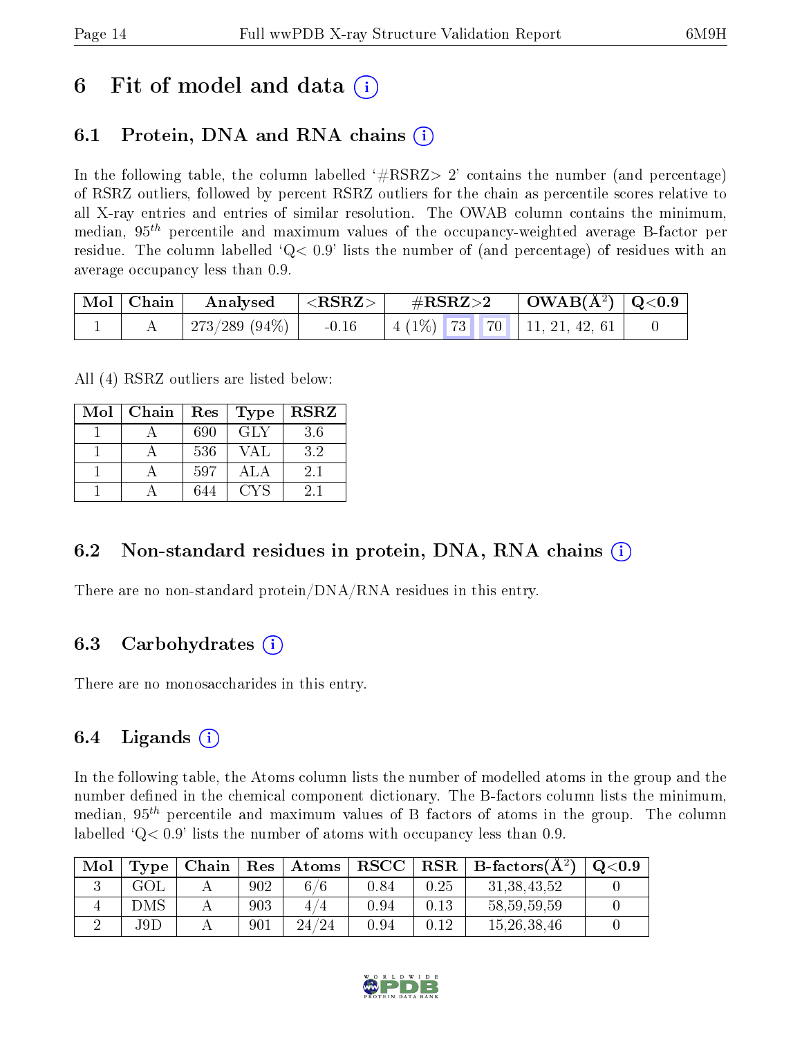# 6 Fit of model and data (i)

## 6.1 Protein, DNA and RNA chains (i)

In the following table, the column labelled '#RSRZ> 2' contains the number (and percentage) of RSRZ outliers, followed by percent RSRZ outliers for the chain as percentile scores relative to all X-ray entries and entries of similar resolution. The OWAB column contains the minimum, median, $95^{th}$ percentile and maximum values of the occupancy-weighted average B-factor per residue. The column labelled 'Q< 0.9' lists the number of (and percentage) of residues with an average occupancy less than 0.9.

| Mol | Chain | Analysed | <RSRZ> | #RSRZ>2 | OWAB($Å^2$) | Q<0.9 |
|---|---|---|---|---|---|---|
| 1 | A | 273/289 (94%) | -0.16 | 4 (1%) 73 70 | 11, 21, 42, 61 | 0 |

All (4) RSRZ outliers are listed below:

| Mol | Chain | Res | Type | RSRZ |
|---|---|---|---|---|
| 1 | A | 690 | GLY | 3.6 |
| 1 | A | 536 | VAL | 3.2 |
| 1 | A | 597 | ALA | 2.1 |
| 1 | A | 644 | CYS | 2.1 |

## 6.2 Non-standard residues in protein, DNA, RNA chains (i)

There are no non-standard protein/DNA/RNA residues in this entry.

## 6.3 Carbohydrates (i)

There are no monosaccharides in this entry.

## 6.4 Ligands (i)

In the following table, the Atoms column lists the number of modelled atoms in the group and the number defined in the chemical component dictionary. The B-factors column lists the minimum, median, $95^{th}$ percentile and maximum values of B factors of atoms in the group. The column labelled 'Q< 0.9' lists the number of atoms with occupancy less than 0.9.

| Mol | Type | Chain | Res | Atoms | RSCC | RSR | B-factors($Å^2$) | Q<0.9 |
|---|---|---|---|---|---|---|---|---|
| 3 | GOL | A | 902 | 6/6 | 0.84 | 0.25 | 31,38,43,52 | 0 |
| 4 | DMS | A | 903 | 4/4 | 0.94 | 0.13 | 58,59,59,59 | 0 |
| 2 | J9D | A | 901 | 24/24 | 0.94 | 0.12 | 15,26,38,46 | 0 |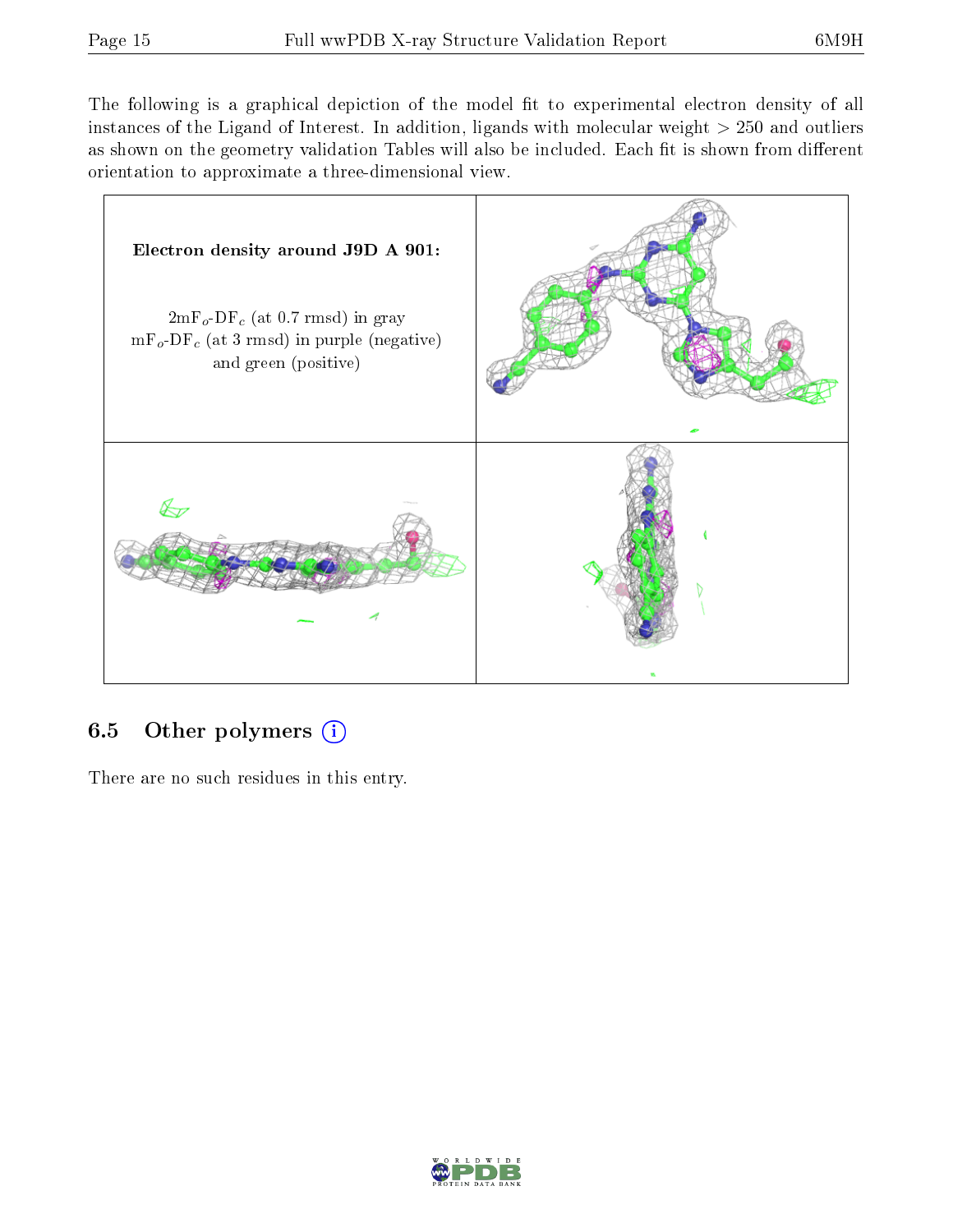The following is a graphical depiction of the model fit to experimental electron density of all instances of the Ligand of Interest. In addition, ligands with molecular weight > 250 and outliers as shown on the geometry validation Tables will also be included. Each fit is shown from different orientation to approximate a three-dimensional view.

**Electron density around J9D A 901:**

$2mF_o$-$DF_c$ (at 0.7 rmsd) in gray
$mF_o$-$DF_c$ (at 3 rmsd) in purple (negative) and green (positive)

## 6.5 Other polymers

There are no such residues in this entry.